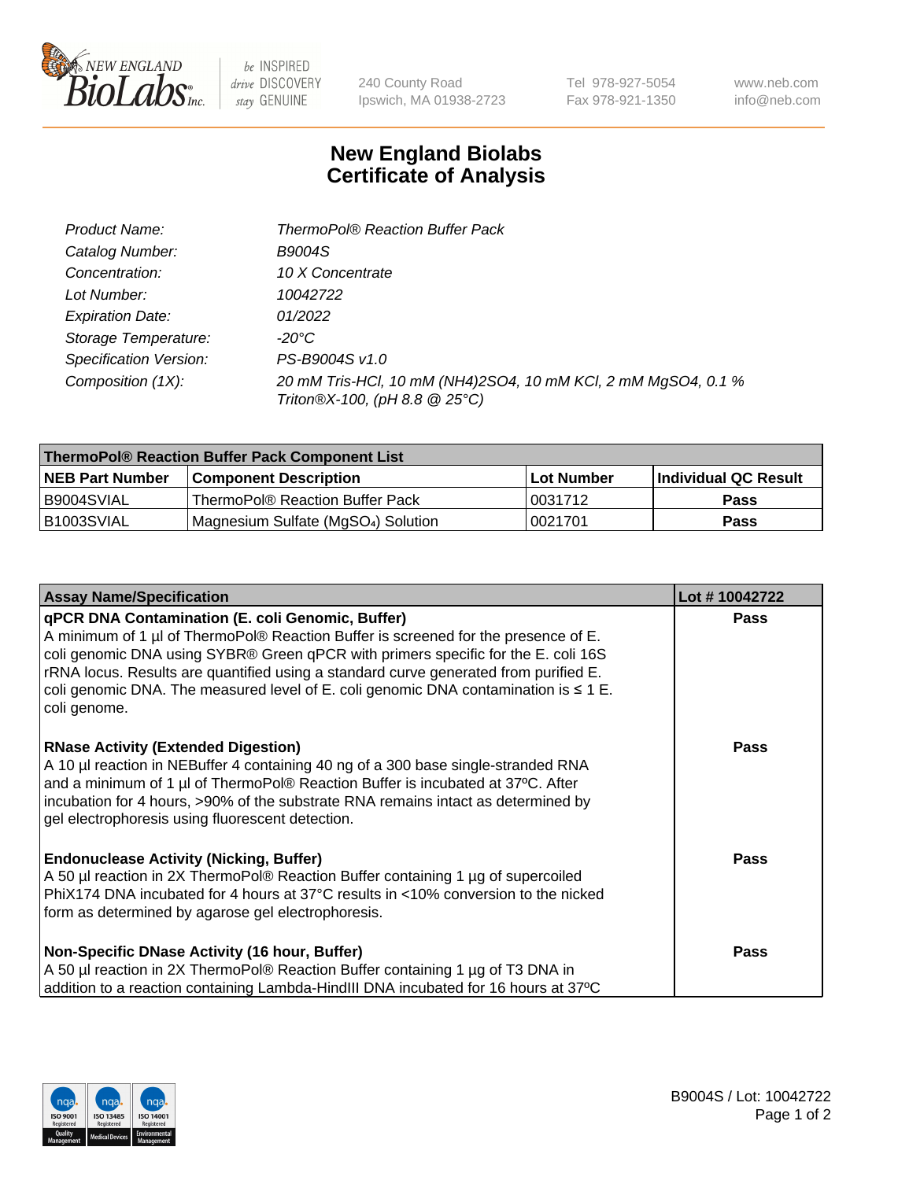# New England Biolabs
# Certificate of Analysis

| | |
|---|---|
| Product Name: | ThermoPol® Reaction Buffer Pack |
| Catalog Number: | B9004S |
| Concentration: | 10 X Concentrate |
| Lot Number: | 10042722 |
| Expiration Date: | 01/2022 |
| Storage Temperature: | -20°C |
| Specification Version: | PS-B9004S v1.0 |
| Composition (1X): | 20 mM Tris-HCl, 10 mM $(NH_4)_2SO_4$, 10 mM KCl, 2 mM $MgSO_4$, 0.1 % Triton®X-100, (pH 8.8 @ 25°C) |

| ThermoPol® Reaction Buffer Pack Component List | | | |
|---|---|---|---|
| **NEB Part Number** | **Component Description** | **Lot Number** | **Individual QC Result** |
| B9004SVIAL | ThermoPol® Reaction Buffer Pack | 0031712 | **Pass** |
| B1003SVIAL | Magnesium Sulfate ($MgSO_4$) Solution | 0021701 | **Pass** |

| Assay Name/Specification | Lot # 10042722 |
|---|---|
| **qPCR DNA Contamination (E. coli Genomic, Buffer)**<br>A minimum of 1 µl of ThermoPol® Reaction Buffer is screened for the presence of E. coli genomic DNA using SYBR® Green qPCR with primers specific for the E. coli 16S rRNA locus. Results are quantified using a standard curve generated from purified E. coli genomic DNA. The measured level of E. coli genomic DNA contamination is ≤ 1 E. coli genome. | **Pass** |
| **RNase Activity (Extended Digestion)**<br>A 10 µl reaction in NEBuffer 4 containing 40 ng of a 300 base single-stranded RNA and a minimum of 1 µl of ThermoPol® Reaction Buffer is incubated at 37ºC. After incubation for 4 hours, >90% of the substrate RNA remains intact as determined by gel electrophoresis using fluorescent detection. | **Pass** |
| **Endonuclease Activity (Nicking, Buffer)**<br>A 50 µl reaction in 2X ThermoPol® Reaction Buffer containing 1 µg of supercoiled PhiX174 DNA incubated for 4 hours at 37°C results in <10% conversion to the nicked form as determined by agarose gel electrophoresis. | **Pass** |
| **Non-Specific DNase Activity (16 hour, Buffer)**<br>A 50 µl reaction in 2X ThermoPol® Reaction Buffer containing 1 µg of T3 DNA in addition to a reaction containing Lambda-HindIII DNA incubated for 16 hours at 37ºC | **Pass** |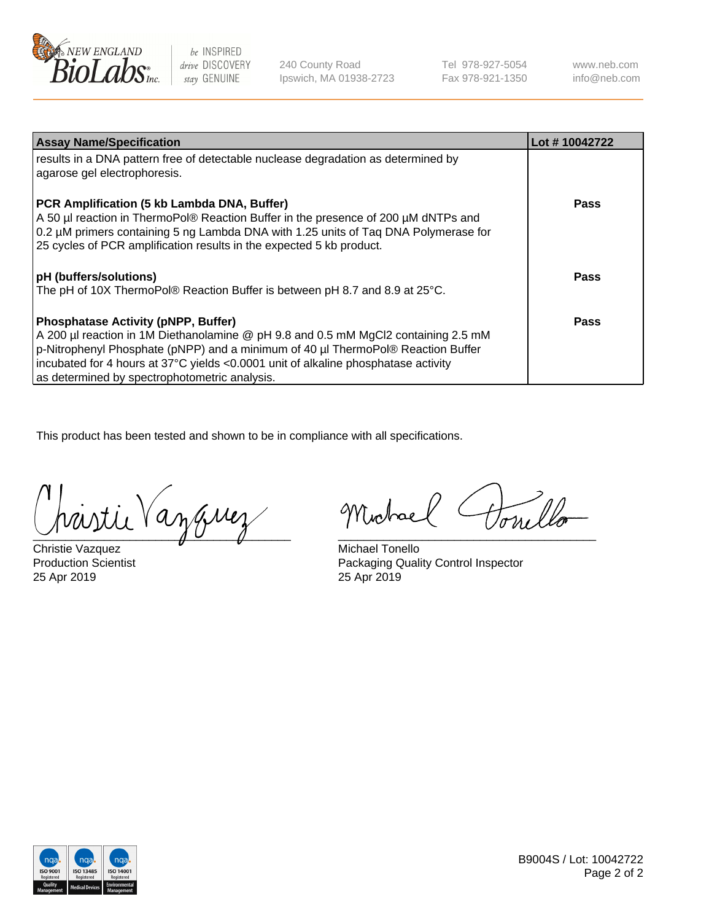| Assay Name/Specification | Lot # 10042722 |
|---|---|
| results in a DNA pattern free of detectable nuclease degradation as determined by agarose gel electrophoresis. | |
| **PCR Amplification (5 kb Lambda DNA, Buffer)**<br>A 50 µl reaction in ThermoPol® Reaction Buffer in the presence of 200 µM dNTPs and 0.2 µM primers containing 5 ng Lambda DNA with 1.25 units of Taq DNA Polymerase for 25 cycles of PCR amplification results in the expected 5 kb product. | **Pass** |
| **pH (buffers/solutions)**<br>The pH of 10X ThermoPol® Reaction Buffer is between pH 8.7 and 8.9 at 25°C. | **Pass** |
| **Phosphatase Activity (pNPP, Buffer)**<br>A 200 µl reaction in 1M Diethanolamine @ pH 9.8 and 0.5 mM $MgCl_2$ containing 2.5 mM p-Nitrophenyl Phosphate (pNPP) and a minimum of 40 µl ThermoPol® Reaction Buffer incubated for 4 hours at 37°C yields <0.0001 unit of alkaline phosphatase activity as determined by spectrophotometric analysis. | **Pass** |

This product has been tested and shown to be in compliance with all specifications.

Christie Vazquez
Production Scientist
25 Apr 2019

Michael Tonello
Packaging Quality Control Inspector
25 Apr 2019

B9004S / Lot: 10042722